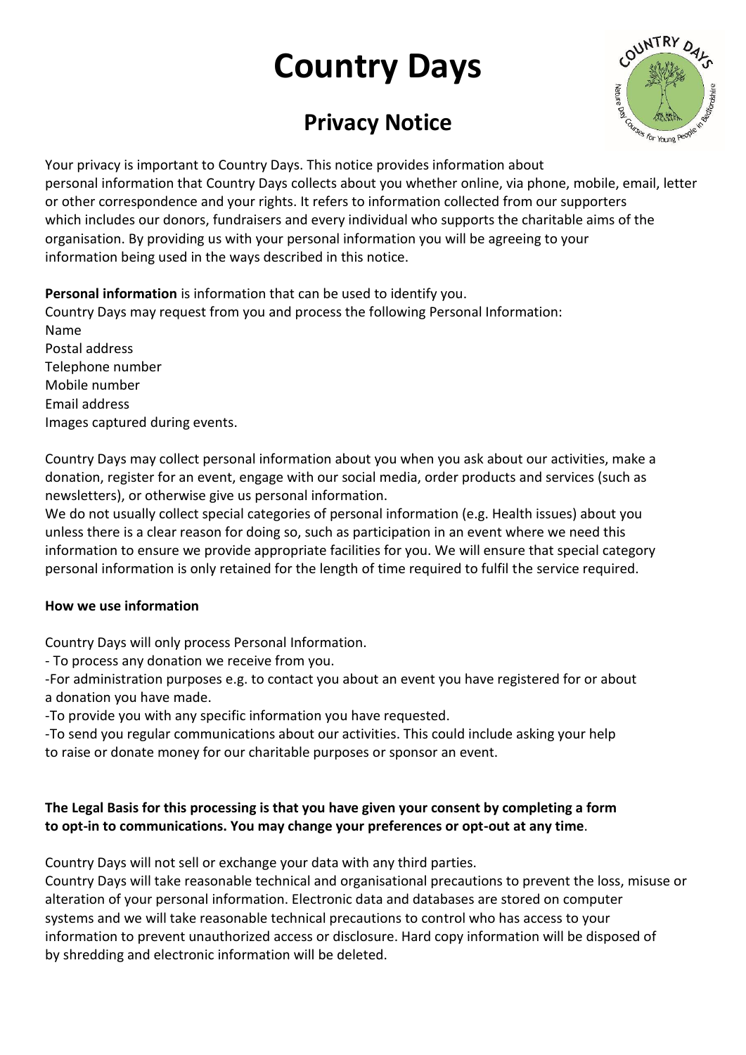# Country Days

## Privacy Notice

Your privacy is important to Country Days. This notice provides information about personal information that Country Days collects about you whether online, via phone, mobile, email, letter or other correspondence and your rights. It refers to information collected from our supporters which includes our donors, fundraisers and every individual who supports the charitable aims of the organisation. By providing us with your personal information you will be agreeing to your information being used in the ways described in this notice.

**Personal information** is information that can be used to identify you.

Country Days may request from you and process the following Personal Information:

Name
Postal address
Telephone number
Mobile number
Email address
Images captured during events.

Country Days may collect personal information about you when you ask about our activities, make a donation, register for an event, engage with our social media, order products and services (such as newsletters), or otherwise give us personal information.

We do not usually collect special categories of personal information (e.g. Health issues) about you unless there is a clear reason for doing so, such as participation in an event where we need this information to ensure we provide appropriate facilities for you. We will ensure that special category personal information is only retained for the length of time required to fulfil the service required.

**How we use information**

Country Days will only process Personal Information.

- To process any donation we receive from you.
- For administration purposes e.g. to contact you about an event you have registered for or about a donation you have made.
- To provide you with any specific information you have requested.
- To send you regular communications about our activities. This could include asking your help to raise or donate money for our charitable purposes or sponsor an event.

**The Legal Basis for this processing is that you have given your consent by completing a form to opt-in to communications. You may change your preferences or opt-out at any time**.

Country Days will not sell or exchange your data with any third parties.

Country Days will take reasonable technical and organisational precautions to prevent the loss, misuse or alteration of your personal information. Electronic data and databases are stored on computer systems and we will take reasonable technical precautions to control who has access to your information to prevent unauthorized access or disclosure. Hard copy information will be disposed of by shredding and electronic information will be deleted.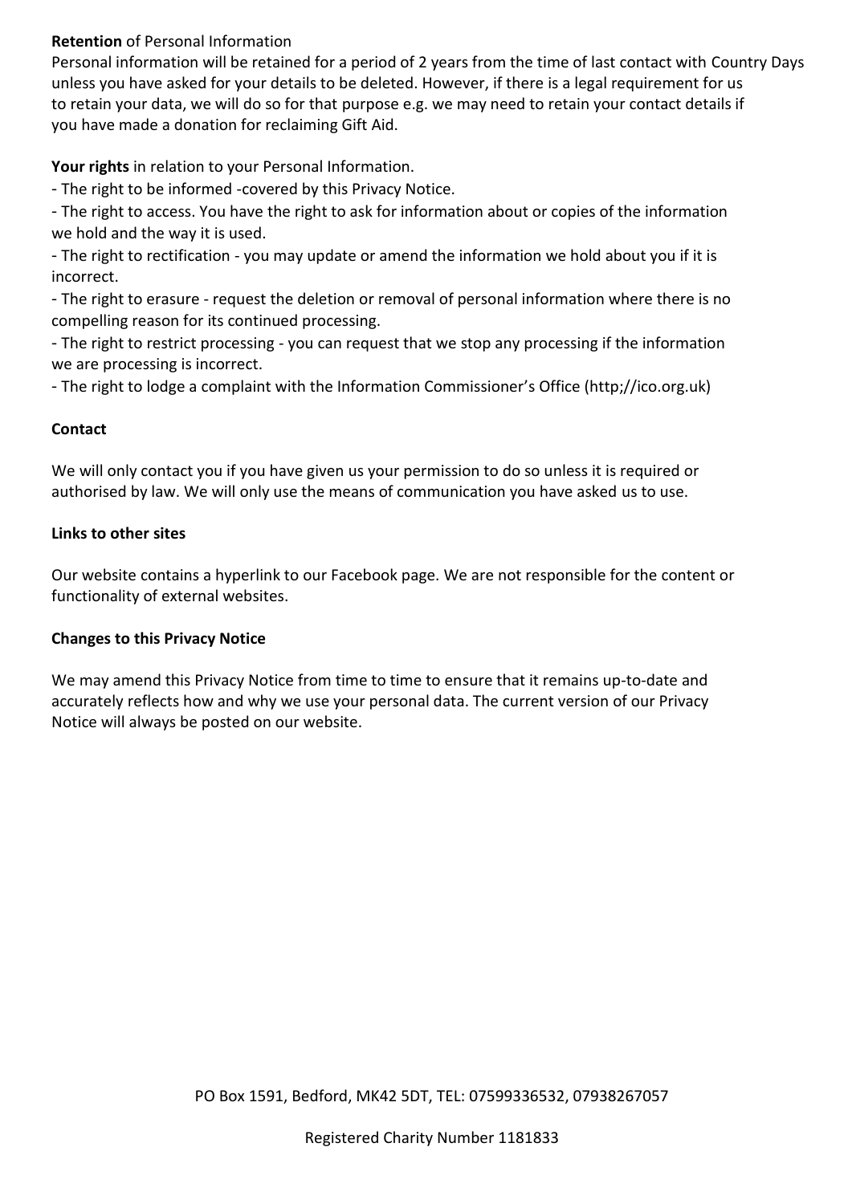**Retention** of Personal Information

Personal information will be retained for a period of 2 years from the time of last contact with Country Days unless you have asked for your details to be deleted. However, if there is a legal requirement for us to retain your data, we will do so for that purpose e.g. we may need to retain your contact details if you have made a donation for reclaiming Gift Aid.

**Your rights** in relation to your Personal Information.

- The right to be informed -covered by this Privacy Notice.
- The right to access. You have the right to ask for information about or copies of the information we hold and the way it is used.
- The right to rectification - you may update or amend the information we hold about you if it is incorrect.
- The right to erasure - request the deletion or removal of personal information where there is no compelling reason for its continued processing.
- The right to restrict processing - you can request that we stop any processing if the information we are processing is incorrect.
- The right to lodge a complaint with the Information Commissioner's Office (http;//ico.org.uk)

**Contact**

We will only contact you if you have given us your permission to do so unless it is required or authorised by law. We will only use the means of communication you have asked us to use.

**Links to other sites**

Our website contains a hyperlink to our Facebook page. We are not responsible for the content or functionality of external websites.

**Changes to this Privacy Notice**

We may amend this Privacy Notice from time to time to ensure that it remains up-to-date and accurately reflects how and why we use your personal data. The current version of our Privacy Notice will always be posted on our website.

PO Box 1591, Bedford, MK42 5DT, TEL: 07599336532, 07938267057

Registered Charity Number 1181833